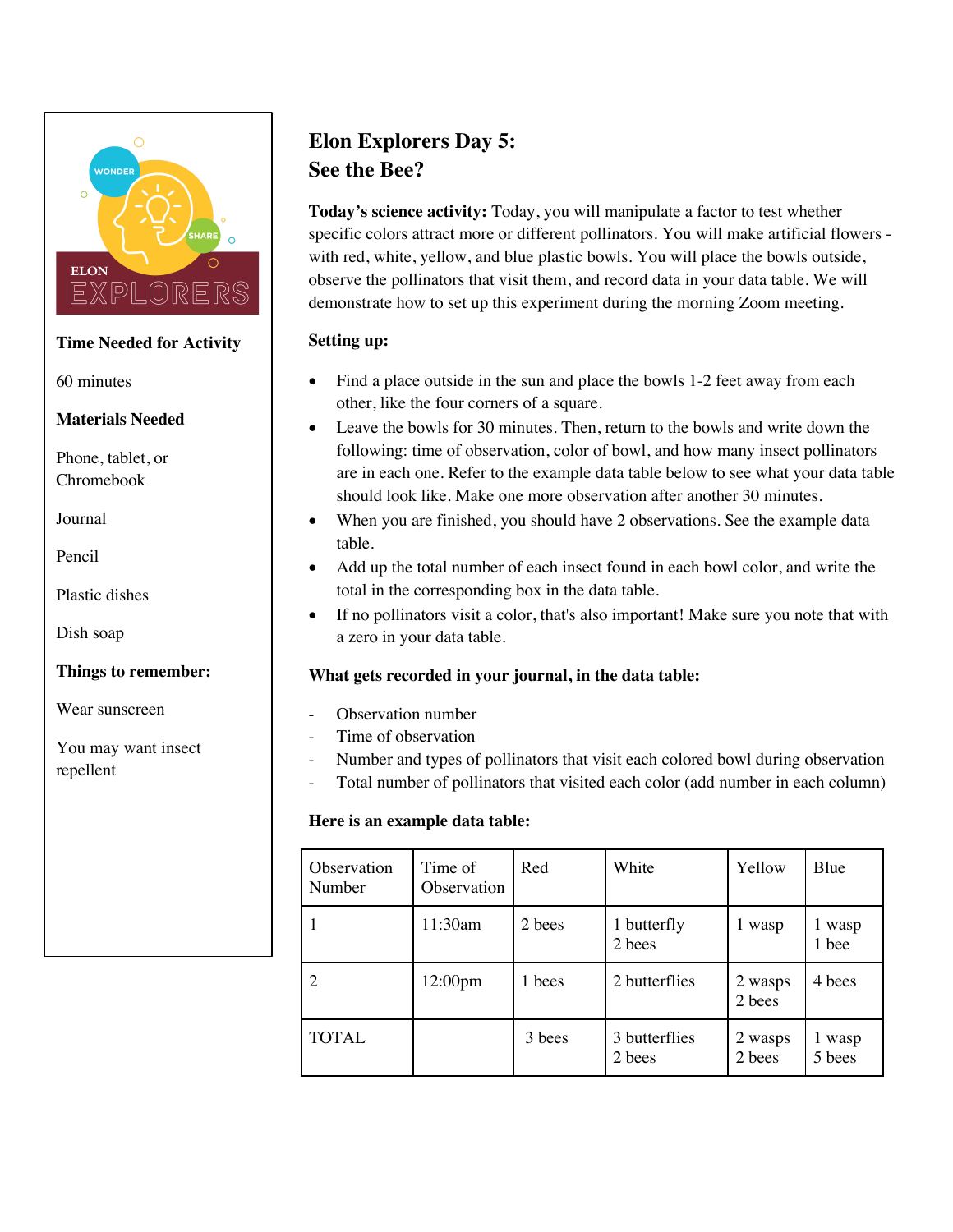ELON EXPLORERS

**Time Needed for Activity**

60 minutes

**Materials Needed**

Phone, tablet, or Chromebook

Journal

Pencil

Plastic dishes

Dish soap

**Things to remember:**

Wear sunscreen

You may want insect repellent

# Elon Explorers Day 5:
# See the Bee?

**Today's science activity:** Today, you will manipulate a factor to test whether specific colors attract more or different pollinators. You will make artificial flowers - with red, white, yellow, and blue plastic bowls. You will place the bowls outside, observe the pollinators that visit them, and record data in your data table. We will demonstrate how to set up this experiment during the morning Zoom meeting.

**Setting up:**

- Find a place outside in the sun and place the bowls 1-2 feet away from each other, like the four corners of a square.
- Leave the bowls for 30 minutes. Then, return to the bowls and write down the following: time of observation, color of bowl, and how many insect pollinators are in each one. Refer to the example data table below to see what your data table should look like. Make one more observation after another 30 minutes.
- When you are finished, you should have 2 observations. See the example data table.
- Add up the total number of each insect found in each bowl color, and write the total in the corresponding box in the data table.
- If no pollinators visit a color, that's also important! Make sure you note that with a zero in your data table.

**What gets recorded in your journal, in the data table:**

- Observation number
- Time of observation
- Number and types of pollinators that visit each colored bowl during observation
- Total number of pollinators that visited each color (add number in each column)

**Here is an example data table:**

| Observation Number | Time of Observation | Red | White | Yellow | Blue |
|---|---|---|---|---|---|
| 1 | 11:30am | 2 bees | 1 butterfly<br>2 bees | 1 wasp | 1 wasp<br>1 bee |
| 2 | 12:00pm | 1 bees | 2 butterflies | 2 wasps<br>2 bees | 4 bees |
| TOTAL | | 3 bees | 3 butterflies<br>2 bees | 2 wasps<br>2 bees | 1 wasp<br>5 bees |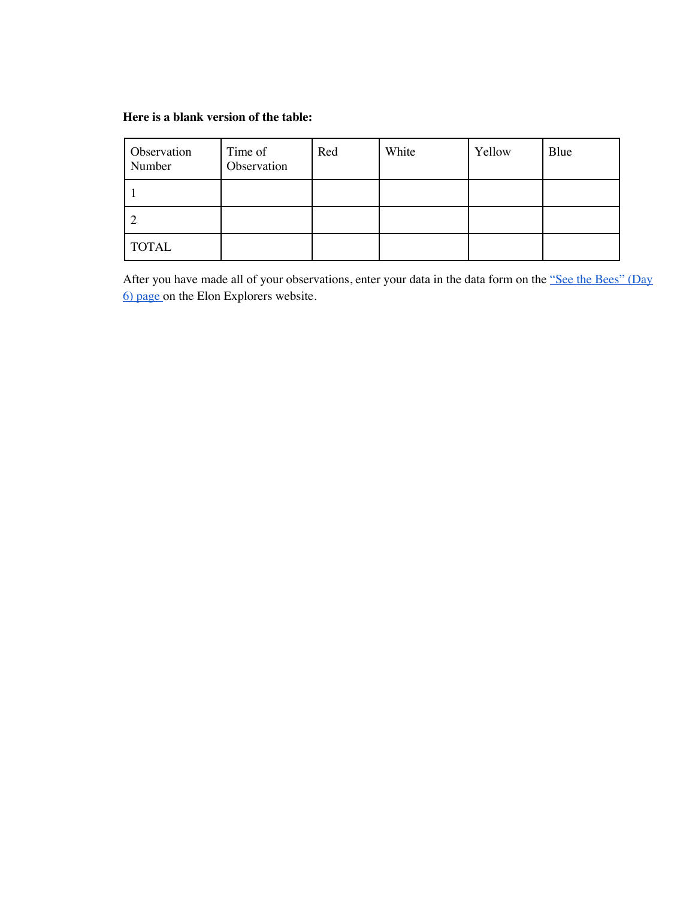**Here is a blank version of the table:**

| Observation Number | Time of Observation | Red | White | Yellow | Blue |
|---|---|---|---|---|---|
| 1 | | | | | |
| 2 | | | | | |
| TOTAL | | | | | |

After you have made all of your observations, enter your data in the data form on the "See the Bees" (Day 6) page on the Elon Explorers website.